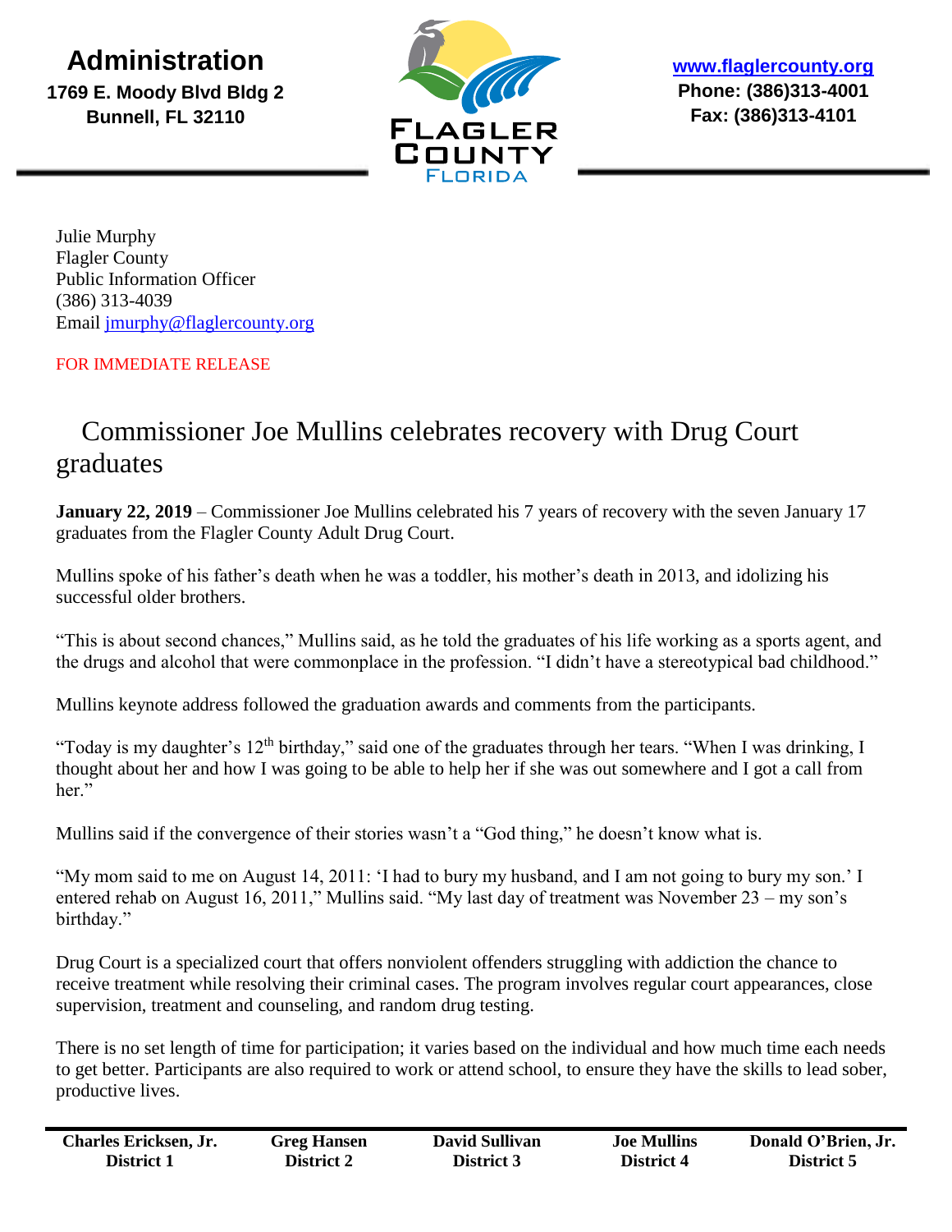# Administration

**1769 E. Moody Blvd Bldg 2**
**Bunnell, FL 32110**

**www.flaglercounty.org**
**Phone: (386)313-4001**
**Fax: (386)313-4101**

Julie Murphy
Flagler County
Public Information Officer
(386) 313-4039
Email jmurphy@flaglercounty.org

FOR IMMEDIATE RELEASE

## Commissioner Joe Mullins celebrates recovery with Drug Court graduates

**January 22, 2019** – Commissioner Joe Mullins celebrated his 7 years of recovery with the seven January 17 graduates from the Flagler County Adult Drug Court.

Mullins spoke of his father's death when he was a toddler, his mother's death in 2013, and idolizing his successful older brothers.

"This is about second chances," Mullins said, as he told the graduates of his life working as a sports agent, and the drugs and alcohol that were commonplace in the profession. "I didn't have a stereotypical bad childhood."

Mullins keynote address followed the graduation awards and comments from the participants.

"Today is my daughter's 12th birthday," said one of the graduates through her tears. "When I was drinking, I thought about her and how I was going to be able to help her if she was out somewhere and I got a call from her."

Mullins said if the convergence of their stories wasn't a "God thing," he doesn't know what is.

"My mom said to me on August 14, 2011: 'I had to bury my husband, and I am not going to bury my son.' I entered rehab on August 16, 2011," Mullins said. "My last day of treatment was November 23 – my son's birthday."

Drug Court is a specialized court that offers nonviolent offenders struggling with addiction the chance to receive treatment while resolving their criminal cases. The program involves regular court appearances, close supervision, treatment and counseling, and random drug testing.

There is no set length of time for participation; it varies based on the individual and how much time each needs to get better. Participants are also required to work or attend school, to ensure they have the skills to lead sober, productive lives.

| Charles Ericksen, Jr. | Greg Hansen | David Sullivan | Joe Mullins | Donald O'Brien, Jr. |
|---|---|---|---|---|
| District 1 | District 2 | District 3 | District 4 | District 5 |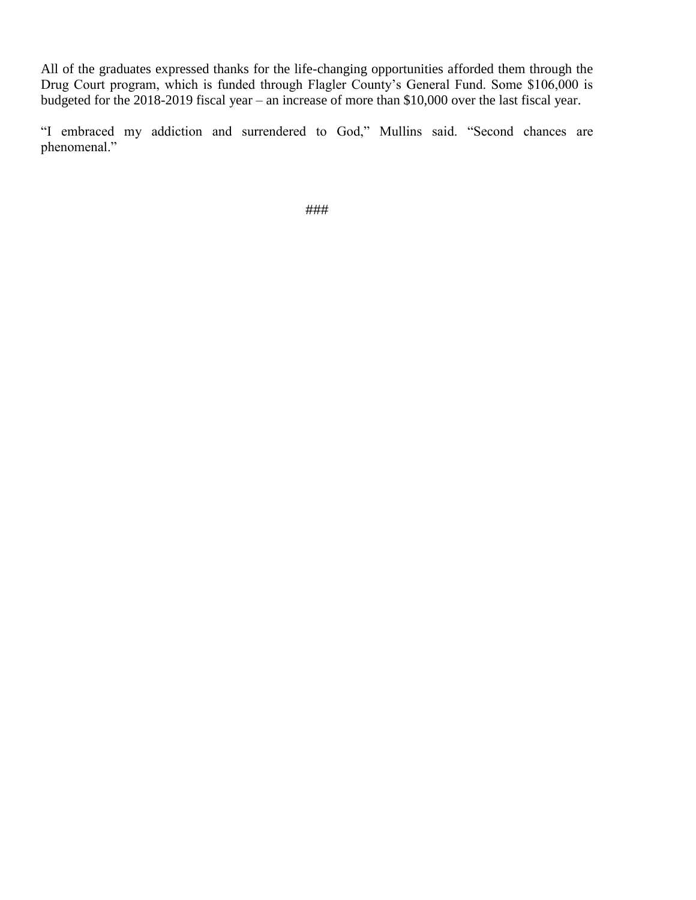All of the graduates expressed thanks for the life-changing opportunities afforded them through the Drug Court program, which is funded through Flagler County's General Fund. Some $106,000 is budgeted for the 2018-2019 fiscal year – an increase of more than $10,000 over the last fiscal year.

"I embraced my addiction and surrendered to God," Mullins said. "Second chances are phenomenal."

###